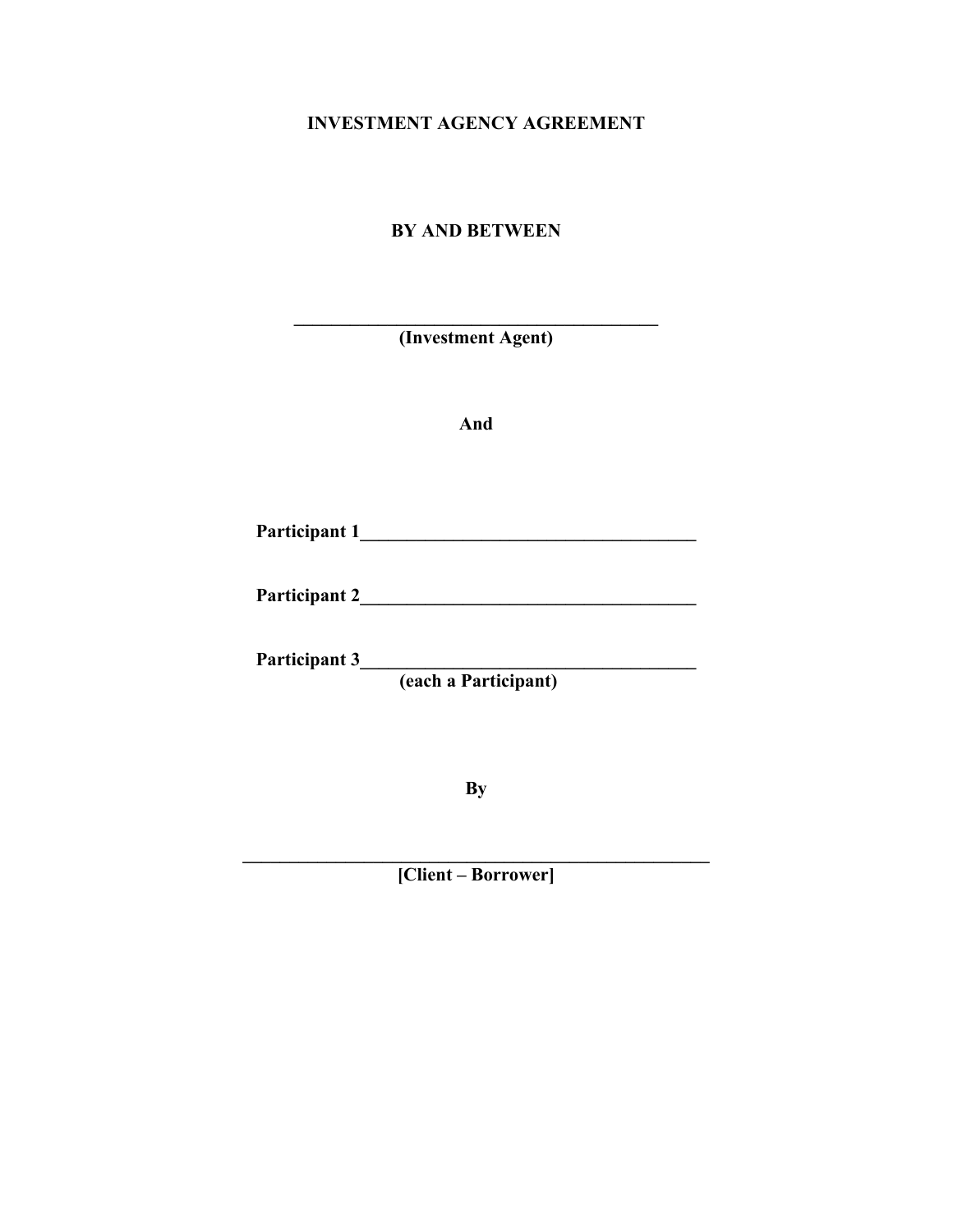# INVESTMENT AGENCY AGREEMENT

**BY AND BETWEEN**

**________________________________________**
**(Investment Agent)**

**And**

**Participant 1____________________________________**

**Participant 2____________________________________**

**Participant 3____________________________________**
**(each a Participant)**

**By**

**____________________________________________________**
**[Client – Borrower]**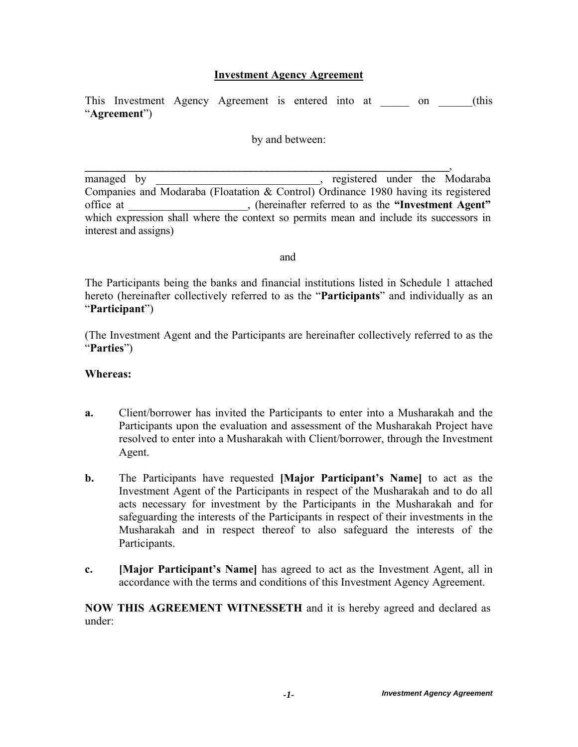## Investment Agency Agreement

This Investment Agency Agreement is entered into at _____ on ______(this "**Agreement**")

by and between:

**_______________________________________________________________**,
managed by _____________________________, registered under the Modaraba Companies and Modaraba (Floatation & Control) Ordinance 1980 having its registered office at _____________________, (hereinafter referred to as the **"Investment Agent"** which expression shall where the context so permits mean and include its successors in interest and assigns)

and

The Participants being the banks and financial institutions listed in Schedule 1 attached hereto (hereinafter collectively referred to as the "**Participants**" and individually as an "**Participant**")

(The Investment Agent and the Participants are hereinafter collectively referred to as the "**Parties**")

**Whereas:**

**a.** Client/borrower has invited the Participants to enter into a Musharakah and the Participants upon the evaluation and assessment of the Musharakah Project have resolved to enter into a Musharakah with Client/borrower, through the Investment Agent.

**b.** The Participants have requested **[Major Participant's Name]** to act as the Investment Agent of the Participants in respect of the Musharakah and to do all acts necessary for investment by the Participants in the Musharakah and for safeguarding the interests of the Participants in respect of their investments in the Musharakah and in respect thereof to also safeguard the interests of the Participants.

**c.** **[Major Participant's Name]** has agreed to act as the Investment Agent, all in accordance with the terms and conditions of this Investment Agency Agreement.

**NOW THIS AGREEMENT WITNESSETH** and it is hereby agreed and declared as under: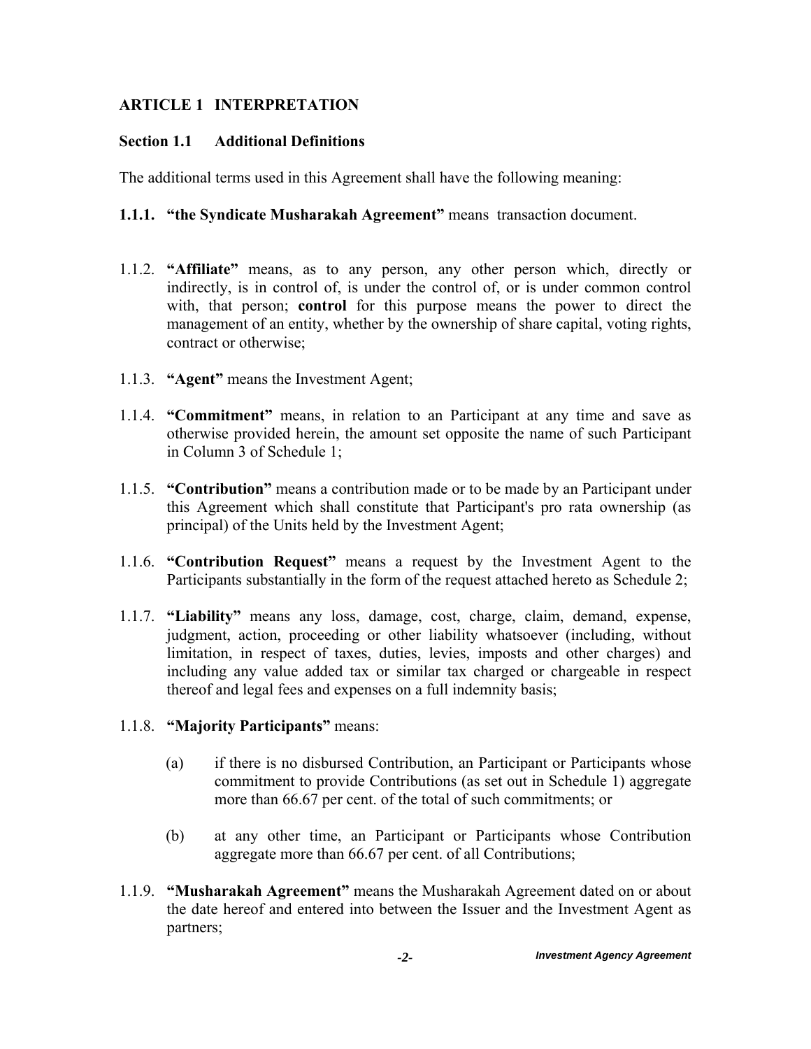## ARTICLE 1 INTERPRETATION

### Section 1.1 Additional Definitions

The additional terms used in this Agreement shall have the following meaning:

**1.1.1. "the Syndicate Musharakah Agreement"** means transaction document.

1.1.2. **"Affiliate"** means, as to any person, any other person which, directly or indirectly, is in control of, is under the control of, or is under common control with, that person; **control** for this purpose means the power to direct the management of an entity, whether by the ownership of share capital, voting rights, contract or otherwise;

1.1.3. **"Agent"** means the Investment Agent;

1.1.4. **"Commitment"** means, in relation to an Participant at any time and save as otherwise provided herein, the amount set opposite the name of such Participant in Column 3 of Schedule 1;

1.1.5. **"Contribution"** means a contribution made or to be made by an Participant under this Agreement which shall constitute that Participant's pro rata ownership (as principal) of the Units held by the Investment Agent;

1.1.6. **"Contribution Request"** means a request by the Investment Agent to the Participants substantially in the form of the request attached hereto as Schedule 2;

1.1.7. **"Liability"** means any loss, damage, cost, charge, claim, demand, expense, judgment, action, proceeding or other liability whatsoever (including, without limitation, in respect of taxes, duties, levies, imposts and other charges) and including any value added tax or similar tax charged or chargeable in respect thereof and legal fees and expenses on a full indemnity basis;

1.1.8. **"Majority Participants"** means:

(a) if there is no disbursed Contribution, an Participant or Participants whose commitment to provide Contributions (as set out in Schedule 1) aggregate more than 66.67 per cent. of the total of such commitments; or

(b) at any other time, an Participant or Participants whose Contribution aggregate more than 66.67 per cent. of all Contributions;

1.1.9. **"Musharakah Agreement"** means the Musharakah Agreement dated on or about the date hereof and entered into between the Issuer and the Investment Agent as partners;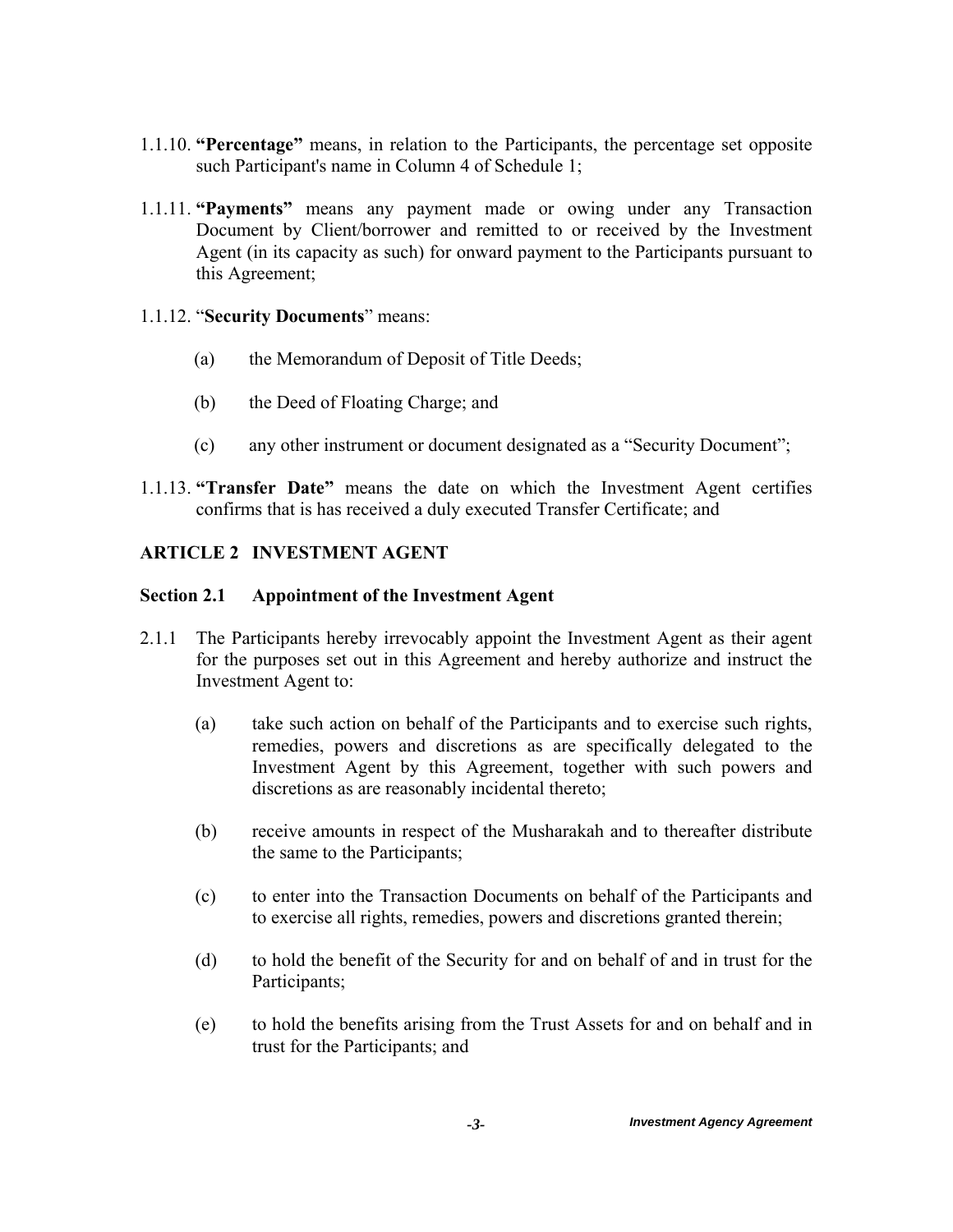1.1.10. **"Percentage"** means, in relation to the Participants, the percentage set opposite such Participant's name in Column 4 of Schedule 1;

1.1.11. **"Payments"** means any payment made or owing under any Transaction Document by Client/borrower and remitted to or received by the Investment Agent (in its capacity as such) for onward payment to the Participants pursuant to this Agreement;

1.1.12. "**Security Documents**" means:

(a) the Memorandum of Deposit of Title Deeds;

(b) the Deed of Floating Charge; and

(c) any other instrument or document designated as a "Security Document";

1.1.13. **"Transfer Date"** means the date on which the Investment Agent certifies confirms that is has received a duly executed Transfer Certificate; and

## ARTICLE 2 INVESTMENT AGENT

### Section 2.1 Appointment of the Investment Agent

2.1.1 The Participants hereby irrevocably appoint the Investment Agent as their agent for the purposes set out in this Agreement and hereby authorize and instruct the Investment Agent to:

(a) take such action on behalf of the Participants and to exercise such rights, remedies, powers and discretions as are specifically delegated to the Investment Agent by this Agreement, together with such powers and discretions as are reasonably incidental thereto;

(b) receive amounts in respect of the Musharakah and to thereafter distribute the same to the Participants;

(c) to enter into the Transaction Documents on behalf of the Participants and to exercise all rights, remedies, powers and discretions granted therein;

(d) to hold the benefit of the Security for and on behalf of and in trust for the Participants;

(e) to hold the benefits arising from the Trust Assets for and on behalf and in trust for the Participants; and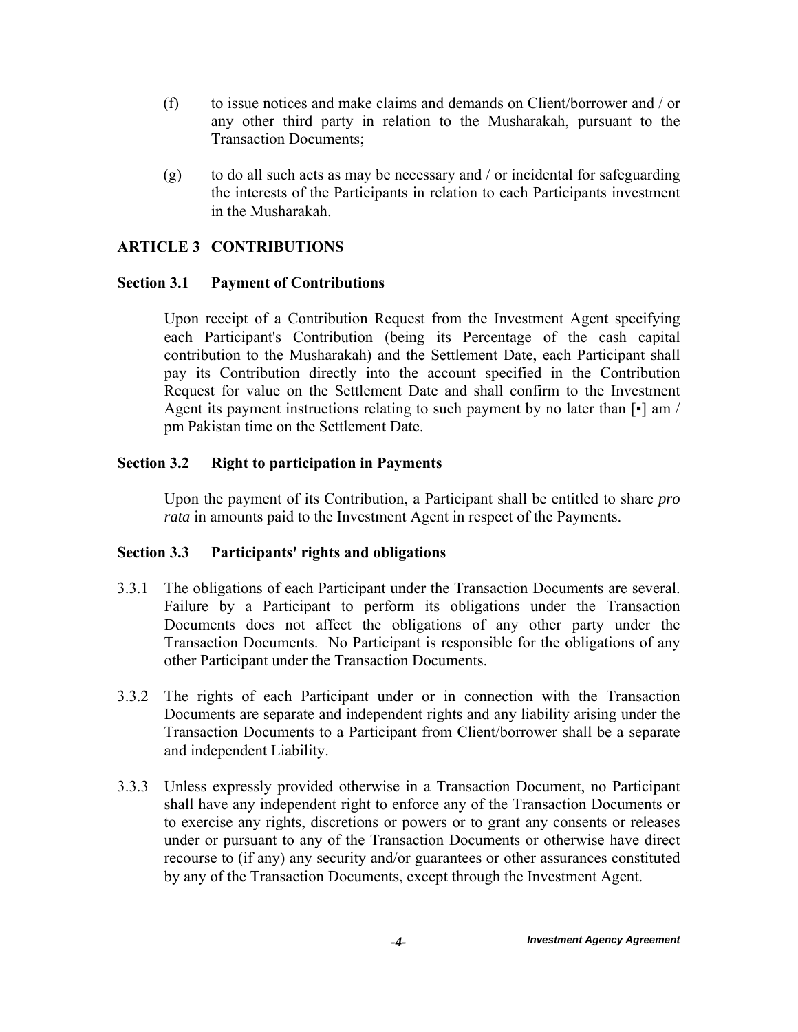(f) to issue notices and make claims and demands on Client/borrower and / or any other third party in relation to the Musharakah, pursuant to the Transaction Documents;

(g) to do all such acts as may be necessary and / or incidental for safeguarding the interests of the Participants in relation to each Participants investment in the Musharakah.

## ARTICLE 3 CONTRIBUTIONS

### Section 3.1 Payment of Contributions

Upon receipt of a Contribution Request from the Investment Agent specifying each Participant's Contribution (being its Percentage of the cash capital contribution to the Musharakah) and the Settlement Date, each Participant shall pay its Contribution directly into the account specified in the Contribution Request for value on the Settlement Date and shall confirm to the Investment Agent its payment instructions relating to such payment by no later than [▪] am / pm Pakistan time on the Settlement Date.

### Section 3.2 Right to participation in Payments

Upon the payment of its Contribution, a Participant shall be entitled to share *pro rata* in amounts paid to the Investment Agent in respect of the Payments.

### Section 3.3 Participants' rights and obligations

3.3.1 The obligations of each Participant under the Transaction Documents are several. Failure by a Participant to perform its obligations under the Transaction Documents does not affect the obligations of any other party under the Transaction Documents. No Participant is responsible for the obligations of any other Participant under the Transaction Documents.

3.3.2 The rights of each Participant under or in connection with the Transaction Documents are separate and independent rights and any liability arising under the Transaction Documents to a Participant from Client/borrower shall be a separate and independent Liability.

3.3.3 Unless expressly provided otherwise in a Transaction Document, no Participant shall have any independent right to enforce any of the Transaction Documents or to exercise any rights, discretions or powers or to grant any consents or releases under or pursuant to any of the Transaction Documents or otherwise have direct recourse to (if any) any security and/or guarantees or other assurances constituted by any of the Transaction Documents, except through the Investment Agent.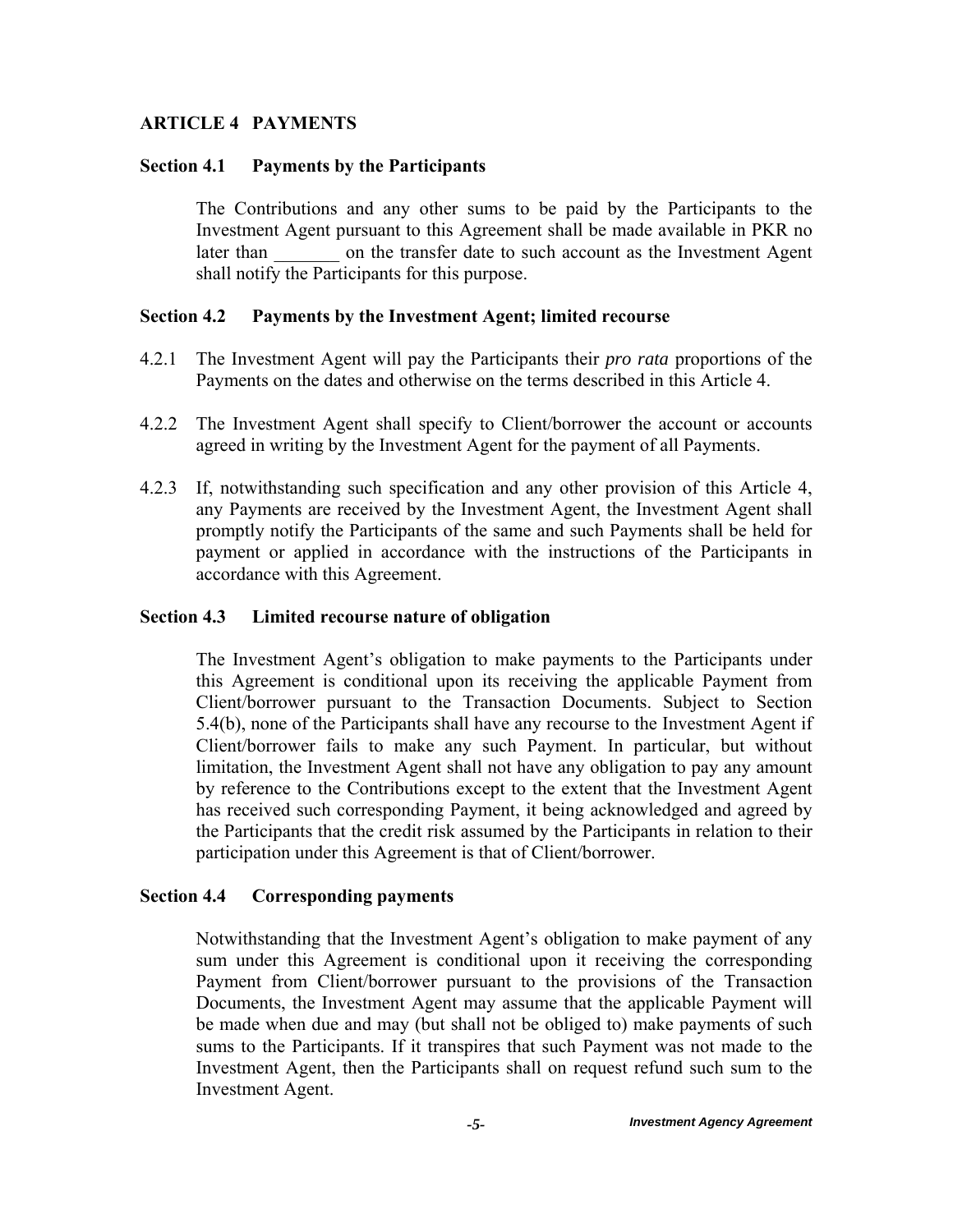## ARTICLE 4 PAYMENTS

### Section 4.1 Payments by the Participants

The Contributions and any other sums to be paid by the Participants to the Investment Agent pursuant to this Agreement shall be made available in PKR no later than _______ on the transfer date to such account as the Investment Agent shall notify the Participants for this purpose.

### Section 4.2 Payments by the Investment Agent; limited recourse

4.2.1 The Investment Agent will pay the Participants their *pro rata* proportions of the Payments on the dates and otherwise on the terms described in this Article 4.

4.2.2 The Investment Agent shall specify to Client/borrower the account or accounts agreed in writing by the Investment Agent for the payment of all Payments.

4.2.3 If, notwithstanding such specification and any other provision of this Article 4, any Payments are received by the Investment Agent, the Investment Agent shall promptly notify the Participants of the same and such Payments shall be held for payment or applied in accordance with the instructions of the Participants in accordance with this Agreement.

### Section 4.3 Limited recourse nature of obligation

The Investment Agent's obligation to make payments to the Participants under this Agreement is conditional upon its receiving the applicable Payment from Client/borrower pursuant to the Transaction Documents. Subject to Section 5.4(b), none of the Participants shall have any recourse to the Investment Agent if Client/borrower fails to make any such Payment. In particular, but without limitation, the Investment Agent shall not have any obligation to pay any amount by reference to the Contributions except to the extent that the Investment Agent has received such corresponding Payment, it being acknowledged and agreed by the Participants that the credit risk assumed by the Participants in relation to their participation under this Agreement is that of Client/borrower.

### Section 4.4 Corresponding payments

Notwithstanding that the Investment Agent's obligation to make payment of any sum under this Agreement is conditional upon it receiving the corresponding Payment from Client/borrower pursuant to the provisions of the Transaction Documents, the Investment Agent may assume that the applicable Payment will be made when due and may (but shall not be obliged to) make payments of such sums to the Participants. If it transpires that such Payment was not made to the Investment Agent, then the Participants shall on request refund such sum to the Investment Agent.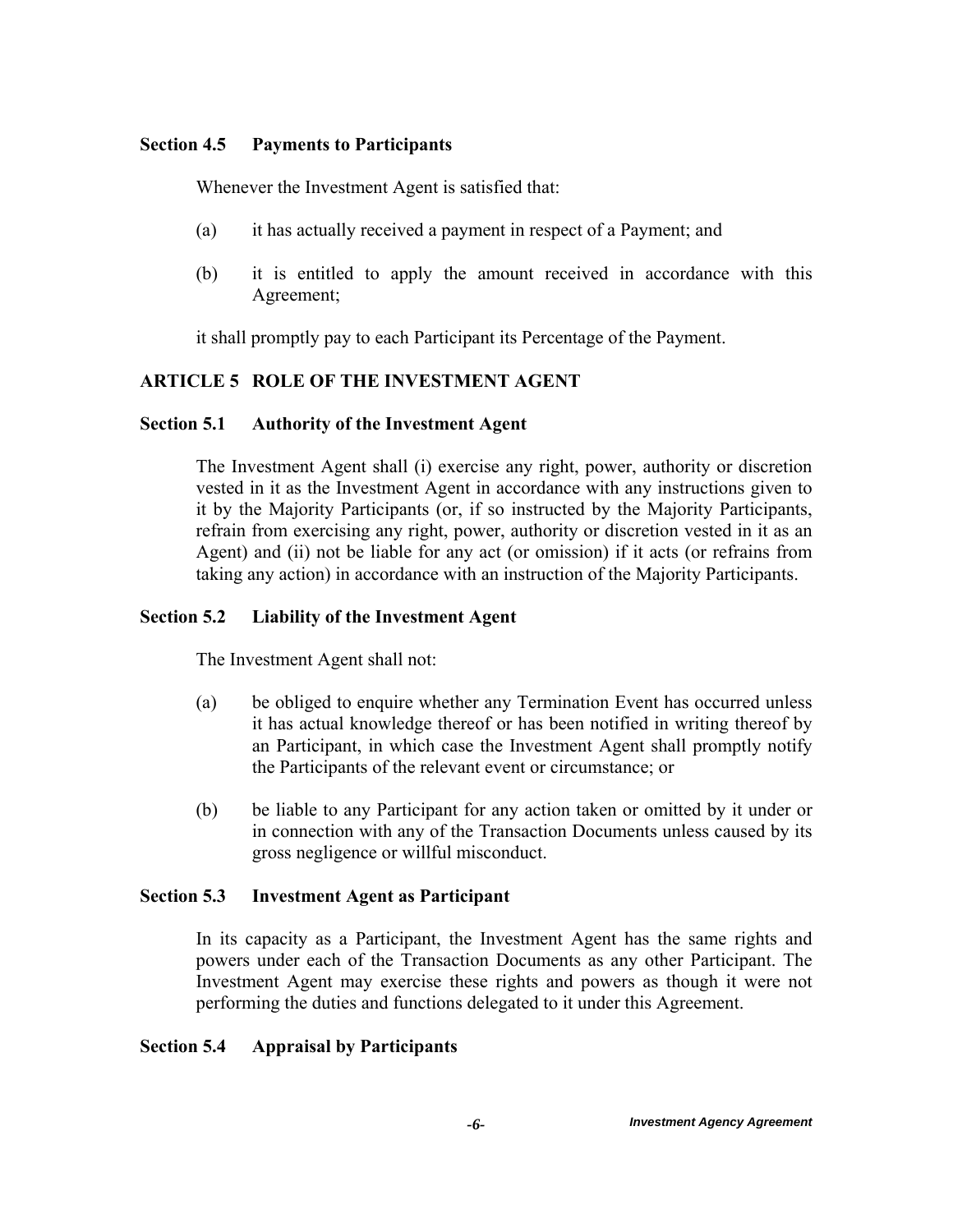### Section 4.5 Payments to Participants

Whenever the Investment Agent is satisfied that:

(a) it has actually received a payment in respect of a Payment; and

(b) it is entitled to apply the amount received in accordance with this Agreement;

it shall promptly pay to each Participant its Percentage of the Payment.

## ARTICLE 5 ROLE OF THE INVESTMENT AGENT

### Section 5.1 Authority of the Investment Agent

The Investment Agent shall (i) exercise any right, power, authority or discretion vested in it as the Investment Agent in accordance with any instructions given to it by the Majority Participants (or, if so instructed by the Majority Participants, refrain from exercising any right, power, authority or discretion vested in it as an Agent) and (ii) not be liable for any act (or omission) if it acts (or refrains from taking any action) in accordance with an instruction of the Majority Participants.

### Section 5.2 Liability of the Investment Agent

The Investment Agent shall not:

(a) be obliged to enquire whether any Termination Event has occurred unless it has actual knowledge thereof or has been notified in writing thereof by an Participant, in which case the Investment Agent shall promptly notify the Participants of the relevant event or circumstance; or

(b) be liable to any Participant for any action taken or omitted by it under or in connection with any of the Transaction Documents unless caused by its gross negligence or willful misconduct.

### Section 5.3 Investment Agent as Participant

In its capacity as a Participant, the Investment Agent has the same rights and powers under each of the Transaction Documents as any other Participant. The Investment Agent may exercise these rights and powers as though it were not performing the duties and functions delegated to it under this Agreement.

### Section 5.4 Appraisal by Participants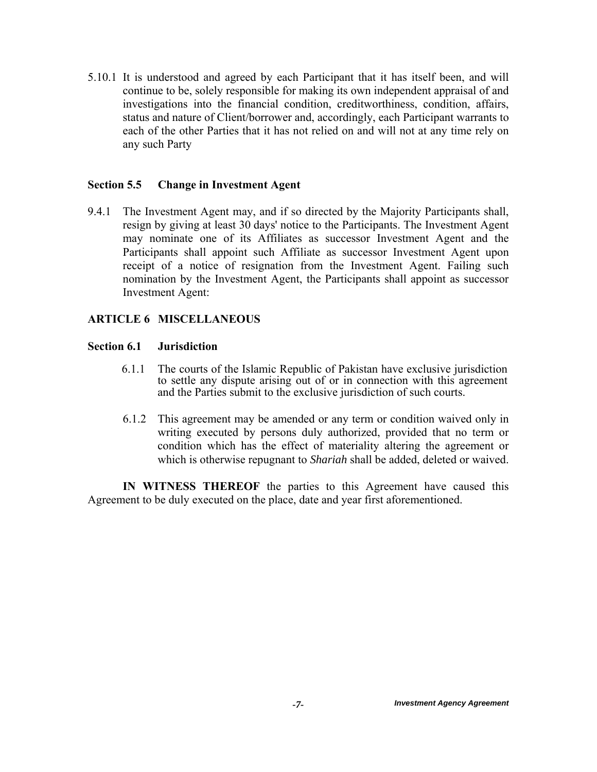5.10.1 It is understood and agreed by each Participant that it has itself been, and will continue to be, solely responsible for making its own independent appraisal of and investigations into the financial condition, creditworthiness, condition, affairs, status and nature of Client/borrower and, accordingly, each Participant warrants to each of the other Parties that it has not relied on and will not at any time rely on any such Party

### Section 5.5 Change in Investment Agent

9.4.1 The Investment Agent may, and if so directed by the Majority Participants shall, resign by giving at least 30 days' notice to the Participants. The Investment Agent may nominate one of its Affiliates as successor Investment Agent and the Participants shall appoint such Affiliate as successor Investment Agent upon receipt of a notice of resignation from the Investment Agent. Failing such nomination by the Investment Agent, the Participants shall appoint as successor Investment Agent:

## ARTICLE 6 MISCELLANEOUS

### Section 6.1 Jurisdiction

6.1.1 The courts of the Islamic Republic of Pakistan have exclusive jurisdiction to settle any dispute arising out of or in connection with this agreement and the Parties submit to the exclusive jurisdiction of such courts.

6.1.2 This agreement may be amended or any term or condition waived only in writing executed by persons duly authorized, provided that no term or condition which has the effect of materiality altering the agreement or which is otherwise repugnant to *Shariah* shall be added, deleted or waived.

**IN WITNESS THEREOF** the parties to this Agreement have caused this Agreement to be duly executed on the place, date and year first aforementioned.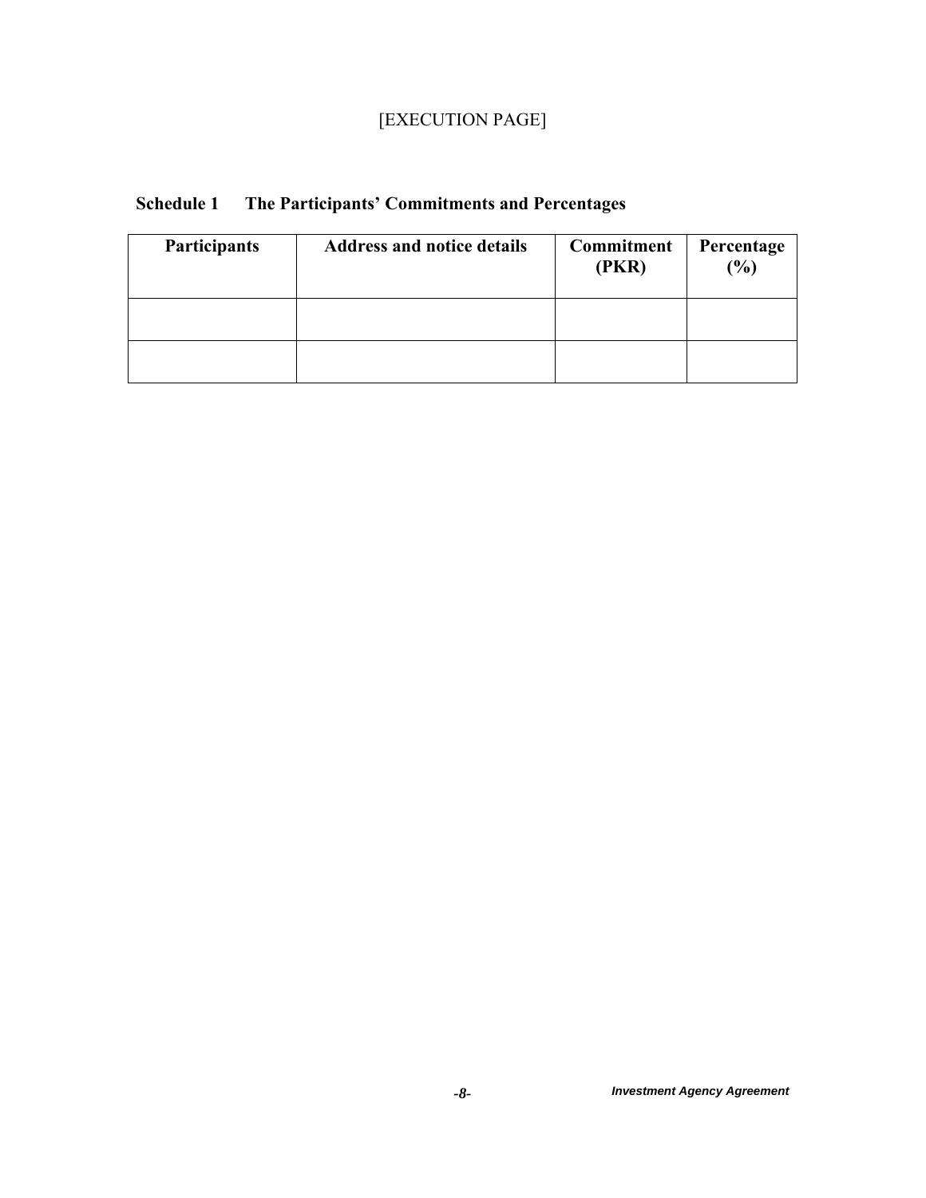[EXECUTION PAGE]

## Schedule 1 The Participants’ Commitments and Percentages

| Participants | Address and notice details | Commitment (PKR) | Percentage (%) |
|---|---|---|---|
| | | | |
| | | | |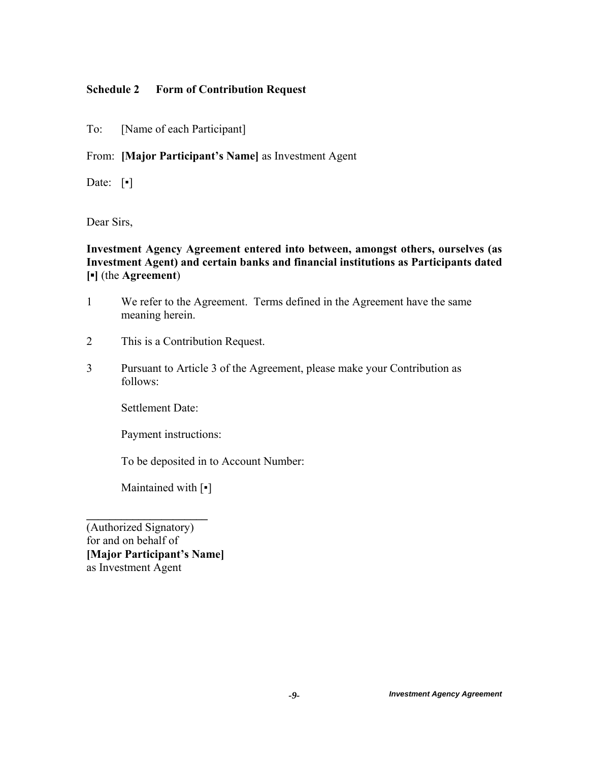## Schedule 2 Form of Contribution Request

To: [Name of each Participant]

From: **[Major Participant's Name]** as Investment Agent

Date: [▪]

Dear Sirs,

**Investment Agency Agreement entered into between, amongst others, ourselves (as Investment Agent) and certain banks and financial institutions as Participants dated [▪]** (the **Agreement**)

1. We refer to the Agreement. Terms defined in the Agreement have the same meaning herein.

2. This is a Contribution Request.

3. Pursuant to Article 3 of the Agreement, please make your Contribution as follows:

   Settlement Date:

   Payment instructions:

   To be deposited in to Account Number:

   Maintained with [▪]

______________________
(Authorized Signatory)
for and on behalf of
**[Major Participant's Name]**
as Investment Agent